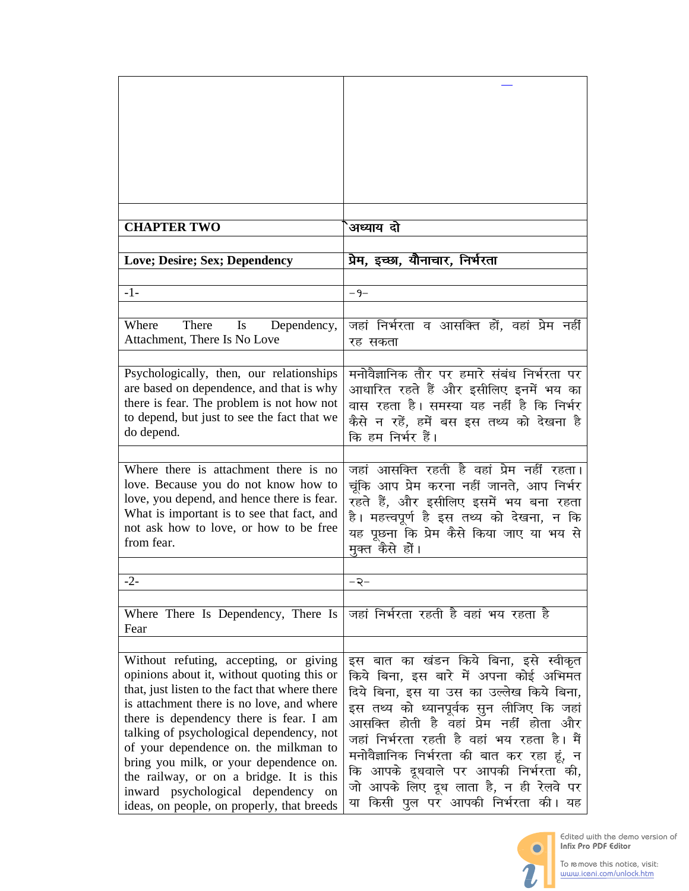| | — |
|---|---|
| **CHAPTER TWO** | **अध्याय दो** |
| **Love; Desire; Sex; Dependency** | **प्रेम, इच्छा, यौनाचार, निर्भरता** |
| -1- | -१- |
| Where There Is Dependency, Attachment, There Is No Love | जहां निर्भरता व आसक्ति हों, वहां प्रेम नहीं रह सकता |
| Psychologically, then, our relationships are based on dependence, and that is why there is fear. The problem is not how not to depend, but just to see the fact that we do depend. | मनोवैज्ञानिक तौर पर हमारे संबंध निर्भरता पर आधारित रहते हैं और इसीलिए इनमें भय का वास रहता है। समस्या यह नहीं है कि निर्भर कैसे न रहें, हमें बस इस तथ्य को देखना है कि हम निर्भर हैं। |
| Where there is attachment there is no love. Because you do not know how to love, you depend, and hence there is fear. What is important is to see that fact, and not ask how to love, or how to be free from fear. | जहां आसक्ति रहती है वहां प्रेम नहीं रहता। चूंकि आप प्रेम करना नहीं जानते, आप निर्भर रहते हैं, और इसीलिए इसमें भय बना रहता है। महत्त्वपूर्ण है इस तथ्य को देखना, न कि यह पूछना कि प्रेम कैसे किया जाए या भय से मुक्त कैसे हों। |
| -2- | -२- |
| Where There Is Dependency, There Is Fear | जहां निर्भरता रहती है वहां भय रहता है |
| Without refuting, accepting, or giving opinions about it, without quoting this or that, just listen to the fact that where there is attachment there is no love, and where there is dependency there is fear. I am talking of psychological dependency, not of your dependence on. the milkman to bring you milk, or your dependence on. the railway, or on a bridge. It is this inward psychological dependency on ideas, on people, on properly, that breeds | इस बात का खंडन किये बिना, इसे स्वीकृत किये बिना, इस बारे में अपना कोई अभिमत दिये बिना, इस या उस का उल्लेख किये बिना, इस तथ्य को ध्यानपूर्वक सुन लीजिए कि जहां आसक्ति होती है वहां प्रेम नहीं होता और जहां निर्भरता रहती है वहां भय रहता है। मैं मनोवैज्ञानिक निर्भरता की बात कर रहा हूं, न कि आपके दूधवाले पर आपकी निर्भरता की, जो आपके लिए दूध लाता है, न ही रेलवे पर या किसी पुल पर आपकी निर्भरता की। यह |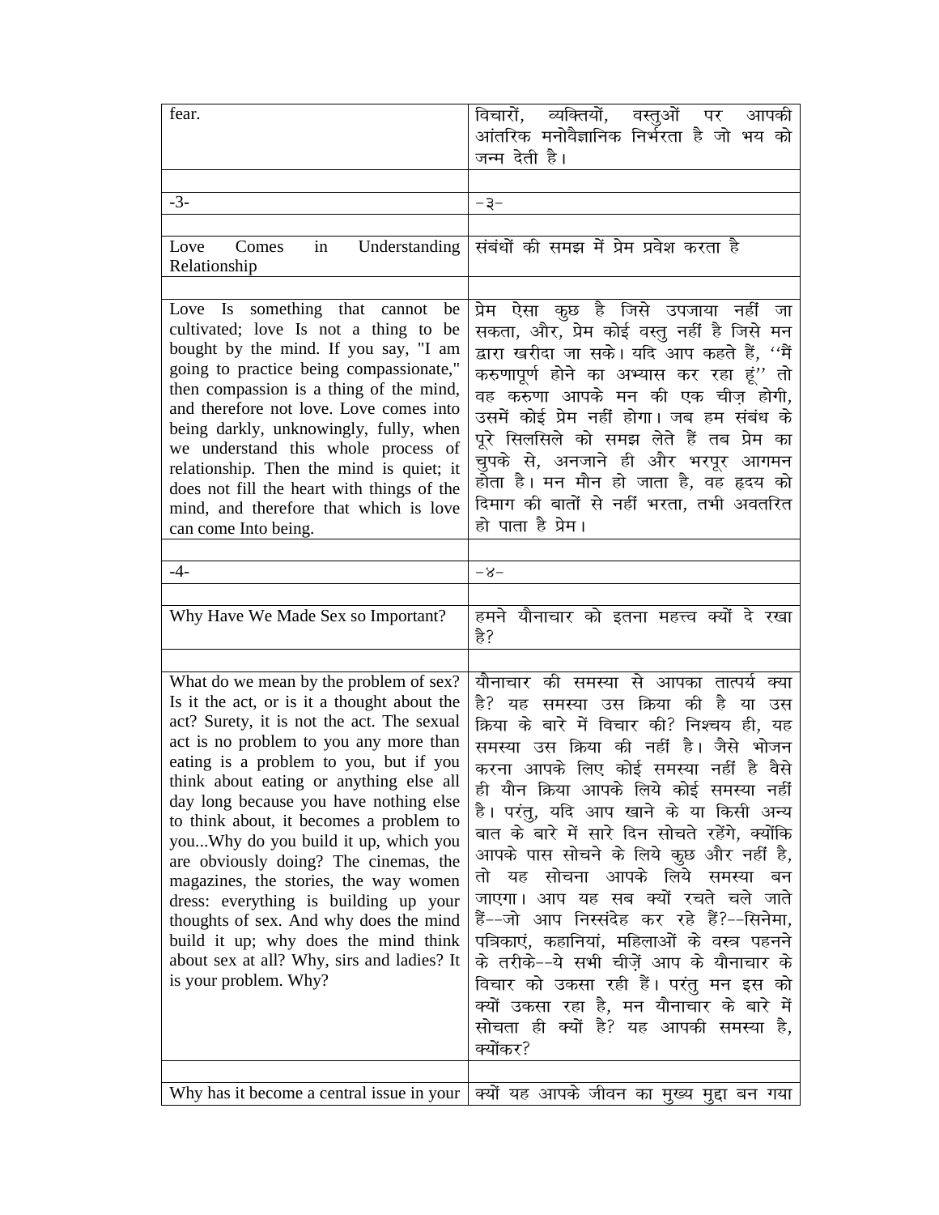| fear. | विचारों, व्यक्तियों, वस्तुओं पर आपकी आंतरिक मनोवैज्ञानिक निर्भरता है जो भय को जन्म देती है। |
|---|---|
| | |
| -3- | -३- |
| | |
| Love Comes in Understanding Relationship | संबंधों की समझ में प्रेम प्रवेश करता है |
| | |
| Love Is something that cannot be cultivated; love Is not a thing to be bought by the mind. If you say, "I am going to practice being compassionate," then compassion is a thing of the mind, and therefore not love. Love comes into being darkly, unknowingly, fully, when we understand this whole process of relationship. Then the mind is quiet; it does not fill the heart with things of the mind, and therefore that which is love can come Into being. | प्रेम ऐसा कुछ है जिसे उपजाया नहीं जा सकता, और, प्रेम कोई वस्तु नहीं है जिसे मन द्वारा खरीदा जा सके। यदि आप कहते हैं, ''मैं करुणापूर्ण होने का अभ्यास कर रहा हूं'' तो वह करुणा आपके मन की एक चीज़ होगी, उसमें कोई प्रेम नहीं होगा। जब हम संबंध के पूरे सिलसिले को समझ लेते हैं तब प्रेम का चुपके से, अनजाने ही और भरपूर आगमन होता है। मन मौन हो जाता है, वह हृदय को दिमाग की बातों से नहीं भरता, तभी अवतरित हो पाता है प्रेम। |
| | |
| -4- | -४- |
| | |
| Why Have We Made Sex so Important? | हमने यौनाचार को इतना महत्त्व क्यों दे रखा है? |
| | |
| What do we mean by the problem of sex? Is it the act, or is it a thought about the act? Surety, it is not the act. The sexual act is no problem to you any more than eating is a problem to you, but if you think about eating or anything else all day long because you have nothing else to think about, it becomes a problem to you...Why do you build it up, which you are obviously doing? The cinemas, the magazines, the stories, the way women dress: everything is building up your thoughts of sex. And why does the mind build it up; why does the mind think about sex at all? Why, sirs and ladies? It is your problem. Why? | यौनाचार की समस्या से आपका तात्पर्य क्या है? यह समस्या उस क्रिया की है या उस क्रिया के बारे में विचार की? निश्चय ही, यह समस्या उस क्रिया की नहीं है। जैसे भोजन करना आपके लिए कोई समस्या नहीं है वैसे ही यौन क्रिया आपके लिये कोई समस्या नहीं है। परंतु, यदि आप खाने के या किसी अन्य बात के बारे में सारे दिन सोचते रहेंगे, क्योंकि आपके पास सोचने के लिये कुछ और नहीं है, तो यह सोचना आपके लिये समस्या बन जाएगा। आप यह सब क्यों रचते चले जाते हैं--जो आप निस्संदेह कर रहे हैं?--सिनेमा, पत्रिकाएं, कहानियां, महिलाओं के वस्त्र पहनने के तरीके--ये सभी चीज़ें आप के यौनाचार के विचार को उकसा रही हैं। परंतु मन इस को क्यों उकसा रहा है, मन यौनाचार के बारे में सोचता ही क्यों है? यह आपकी समस्या है, क्योंकर? |
| | |
| Why has it become a central issue in your | क्यों यह आपके जीवन का मुख्य मुद्दा बन गया |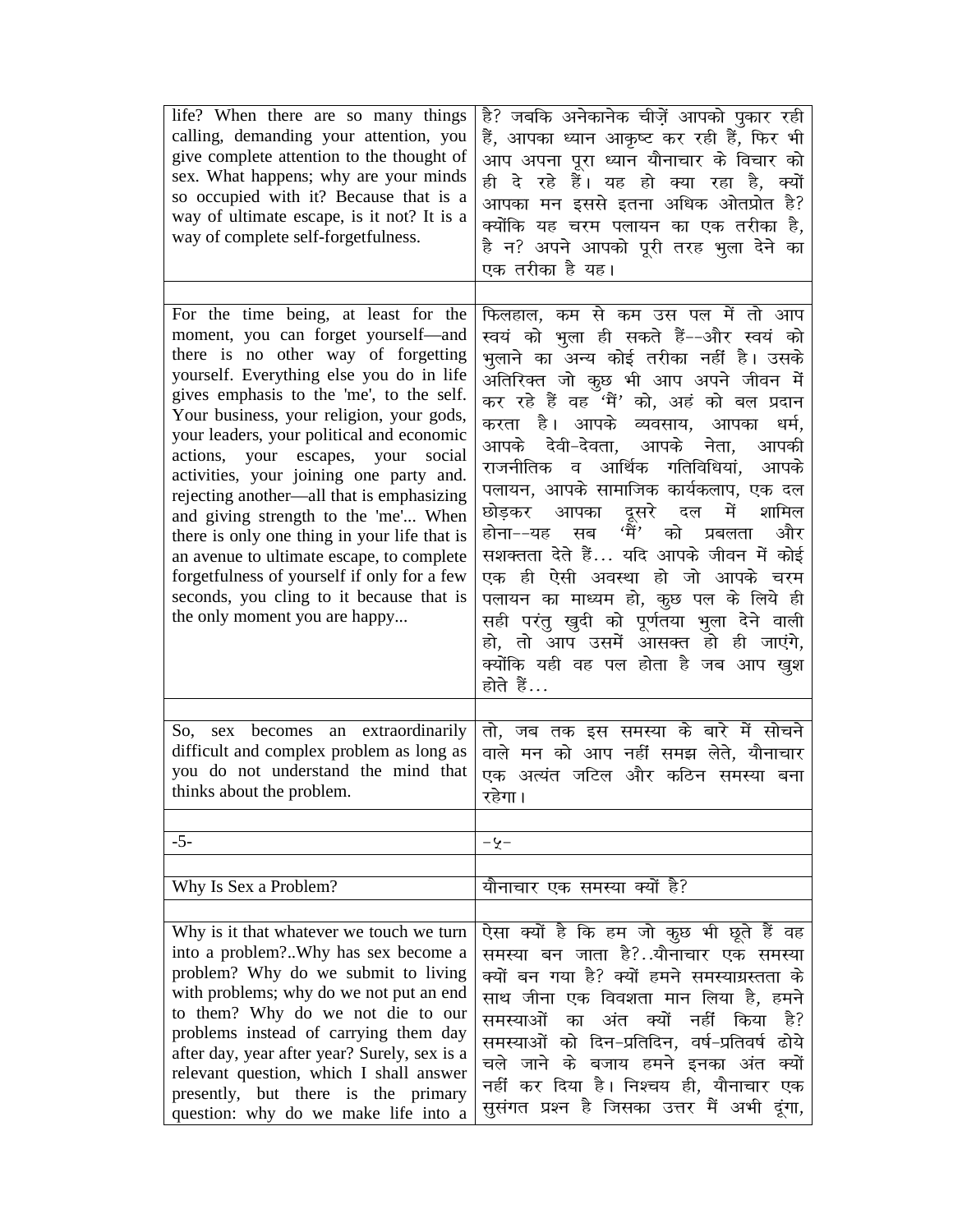| | |
|---|---|
| life? When there are so many things calling, demanding your attention, you give complete attention to the thought of sex. What happens; why are your minds so occupied with it? Because that is a way of ultimate escape, is it not? It is a way of complete self-forgetfulness. | है? जबकि अनेकानेक चीज़ें आपको पुकार रही हैं, आपका ध्यान आकृष्ट कर रही हैं, फिर भी आप अपना पूरा ध्यान यौनाचार के विचार को ही दे रहे हैं। यह हो क्या रहा है, क्यों आपका मन इससे इतना अधिक ओतप्रोत है? क्योंकि यह चरम पलायन का एक तरीका है, है न? अपने आपको पूरी तरह भुला देने का एक तरीका है यह। |
| | |
| For the time being, at least for the moment, you can forget yourself—and there is no other way of forgetting yourself. Everything else you do in life gives emphasis to the 'me', to the self. Your business, your religion, your gods, your leaders, your political and economic actions, your escapes, your social activities, your joining one party and. rejecting another—all that is emphasizing and giving strength to the 'me'... When there is only one thing in your life that is an avenue to ultimate escape, to complete forgetfulness of yourself if only for a few seconds, you cling to it because that is the only moment you are happy... | फिलहाल, कम से कम उस पल में तो आप स्वयं को भुला ही सकते हैं--और स्वयं को भुलाने का अन्य कोई तरीका नहीं है। उसके अतिरिक्त जो कुछ भी आप अपने जीवन में कर रहे हैं वह 'मैं' को, अहं को बल प्रदान करता है। आपके व्यवसाय, आपका धर्म, आपके देवी-देवता, आपके नेता, आपकी राजनीतिक व आर्थिक गतिविधियां, आपके पलायन, आपके सामाजिक कार्यकलाप, एक दल छोड़कर आपका दूसरे दल में शामिल होना--यह सब 'मैं' को प्रबलता और सशक्तता देते हैं... यदि आपके जीवन में कोई एक ही ऐसी अवस्था हो जो आपके चरम पलायन का माध्यम हो, कुछ पल के लिये ही सही परंतु खुदी को पूर्णतया भुला देने वाली हो, तो आप उसमें आसक्त हो ही जाएंगे, क्योंकि यही वह पल होता है जब आप खुश होते हैं... |
| | |
| So, sex becomes an extraordinarily difficult and complex problem as long as you do not understand the mind that thinks about the problem. | तो, जब तक इस समस्या के बारे में सोचने वाले मन को आप नहीं समझ लेते, यौनाचार एक अत्यंत जटिल और कठिन समस्या बना रहेगा। |
| | |
| -5- | -५- |
| | |
| Why Is Sex a Problem? | यौनाचार एक समस्या क्यों है? |
| | |
| Why is it that whatever we touch we turn into a problem?..Why has sex become a problem? Why do we submit to living with problems; why do we not put an end to them? Why do we not die to our problems instead of carrying them day after day, year after year? Surely, sex is a relevant question, which I shall answer presently, but there is the primary question: why do we make life into a | ऐसा क्यों है कि हम जो कुछ भी छूते हैं वह समस्या बन जाता है?..यौनाचार एक समस्या क्यों बन गया है? क्यों हमने समस्याग्रस्तता के साथ जीना एक विवशता मान लिया है, हमने समस्याओं का अंत क्यों नहीं किया है? समस्याओं को दिन-प्रतिदिन, वर्ष-प्रतिवर्ष ढोये चले जाने के बजाय हमने इनका अंत क्यों नहीं कर दिया है। निश्चय ही, यौनाचार एक सुसंगत प्रश्न है जिसका उत्तर मैं अभी दूंगा, |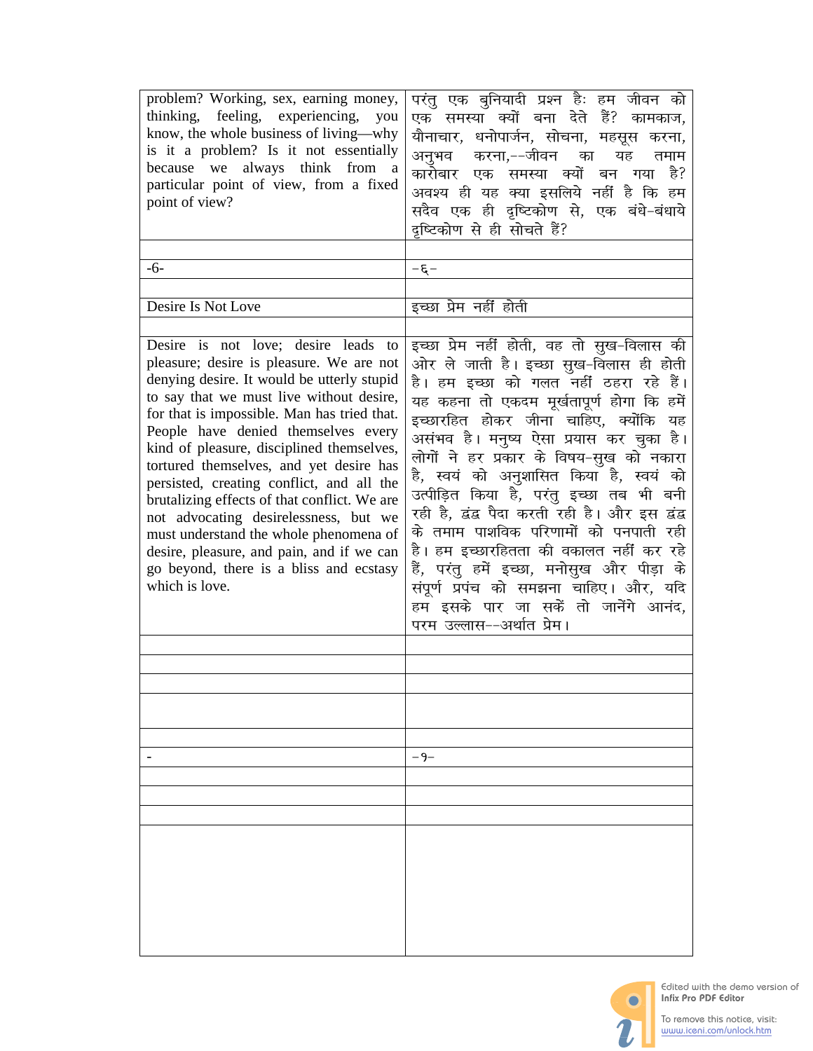| | |
|---|---|
| problem? Working, sex, earning money, thinking, feeling, experiencing, you know, the whole business of living—why is it a problem? Is it not essentially because we always think from a particular point of view, from a fixed point of view? | परंतु एक बुनियादी प्रश्न हैः हम जीवन को एक समस्या क्यों बना देते हैं? कामकाज, यौनाचार, धनोपार्जन, सोचना, महसूस करना, अनुभव करना,--जीवन का यह तमाम कारोबार एक समस्या क्यों बन गया है? अवश्य ही यह क्या इसलिये नहीं है कि हम सदैव एक ही दृष्टिकोण से, एक बंधे-बंधाये दृष्टिकोण से ही सोचते हैं? |
| | |
| -6- | -६- |
| | |
| Desire Is Not Love | इच्छा प्रेम नहीं होती |
| | |
| Desire is not love; desire leads to pleasure; desire is pleasure. We are not denying desire. It would be utterly stupid to say that we must live without desire, for that is impossible. Man has tried that. People have denied themselves every kind of pleasure, disciplined themselves, tortured themselves, and yet desire has persisted, creating conflict, and all the brutalizing effects of that conflict. We are not advocating desirelessness, but we must understand the whole phenomena of desire, pleasure, and pain, and if we can go beyond, there is a bliss and ecstasy which is love. | इच्छा प्रेम नहीं होती, वह तो सुख-विलास की ओर ले जाती है। इच्छा सुख-विलास ही होती है। हम इच्छा को गलत नहीं ठहरा रहे हैं। यह कहना तो एकदम मूर्खतापूर्ण होगा कि हमें इच्छारहित होकर जीना चाहिए, क्योंकि यह असंभव है। मनुष्य ऐसा प्रयास कर चुका है। लोगों ने हर प्रकार के विषय-सुख को नकारा है, स्वयं को अनुशासित किया है, स्वयं को उत्पीड़ित किया है, परंतु इच्छा तब भी बनी रही है, द्वंद्व पैदा करती रही है। और इस द्वंद्व के तमाम पाशविक परिणामों को पनपाती रही है। हम इच्छारहितता की वकालत नहीं कर रहे हैं, परंतु हमें इच्छा, मनोसुख और पीड़ा के संपूर्ण प्रपंच को समझना चाहिए। और, यदि हम इसके पार जा सकें तो जानेंगे आनंद, परम उल्लास--अर्थात प्रेम। |
| | |
| | |
| | |
| | |
| | |
| - | -९- |
| | |
| | |
| | |
| | |